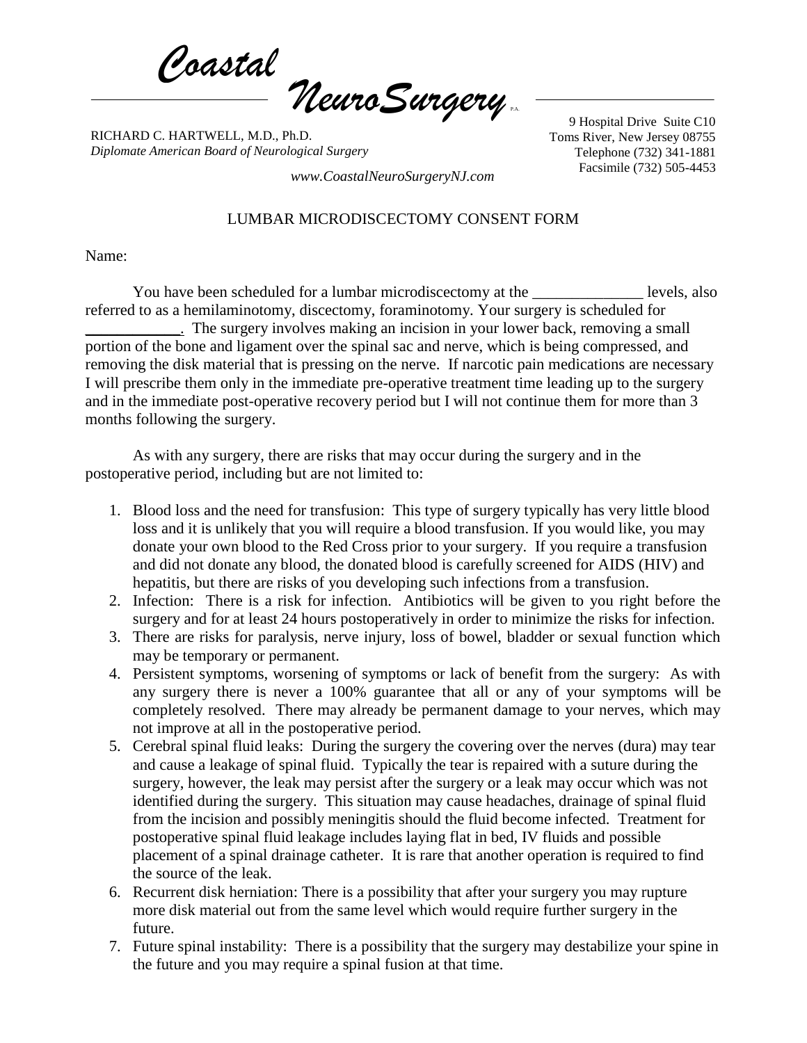*Coastal NeuroSurgery* P.A.

RICHARD C. HARTWELL, M.D., Ph.D.
*Diplomate American Board of Neurological Surgery*

9 Hospital Drive Suite C10
Toms River, New Jersey 08755
Telephone (732) 341-1881
Facsimile (732) 505-4453

*www.CoastalNeuroSurgeryNJ.com*

# LUMBAR MICRODISCECTOMY CONSENT FORM

Name:

You have been scheduled for a lumbar microdiscectomy at the ______________ levels, also referred to as a hemilaminotomy, discectomy, foraminotomy. Your surgery is scheduled for ____________. The surgery involves making an incision in your lower back, removing a small portion of the bone and ligament over the spinal sac and nerve, which is being compressed, and removing the disk material that is pressing on the nerve. If narcotic pain medications are necessary I will prescribe them only in the immediate pre-operative treatment time leading up to the surgery and in the immediate post-operative recovery period but I will not continue them for more than 3 months following the surgery.

As with any surgery, there are risks that may occur during the surgery and in the postoperative period, including but are not limited to:

1. Blood loss and the need for transfusion: This type of surgery typically has very little blood loss and it is unlikely that you will require a blood transfusion. If you would like, you may donate your own blood to the Red Cross prior to your surgery. If you require a transfusion and did not donate any blood, the donated blood is carefully screened for AIDS (HIV) and hepatitis, but there are risks of you developing such infections from a transfusion.
2. Infection: There is a risk for infection. Antibiotics will be given to you right before the surgery and for at least 24 hours postoperatively in order to minimize the risks for infection.
3. There are risks for paralysis, nerve injury, loss of bowel, bladder or sexual function which may be temporary or permanent.
4. Persistent symptoms, worsening of symptoms or lack of benefit from the surgery: As with any surgery there is never a 100% guarantee that all or any of your symptoms will be completely resolved. There may already be permanent damage to your nerves, which may not improve at all in the postoperative period.
5. Cerebral spinal fluid leaks: During the surgery the covering over the nerves (dura) may tear and cause a leakage of spinal fluid. Typically the tear is repaired with a suture during the surgery, however, the leak may persist after the surgery or a leak may occur which was not identified during the surgery. This situation may cause headaches, drainage of spinal fluid from the incision and possibly meningitis should the fluid become infected. Treatment for postoperative spinal fluid leakage includes laying flat in bed, IV fluids and possible placement of a spinal drainage catheter. It is rare that another operation is required to find the source of the leak.
6. Recurrent disk herniation: There is a possibility that after your surgery you may rupture more disk material out from the same level which would require further surgery in the future.
7. Future spinal instability: There is a possibility that the surgery may destabilize your spine in the future and you may require a spinal fusion at that time.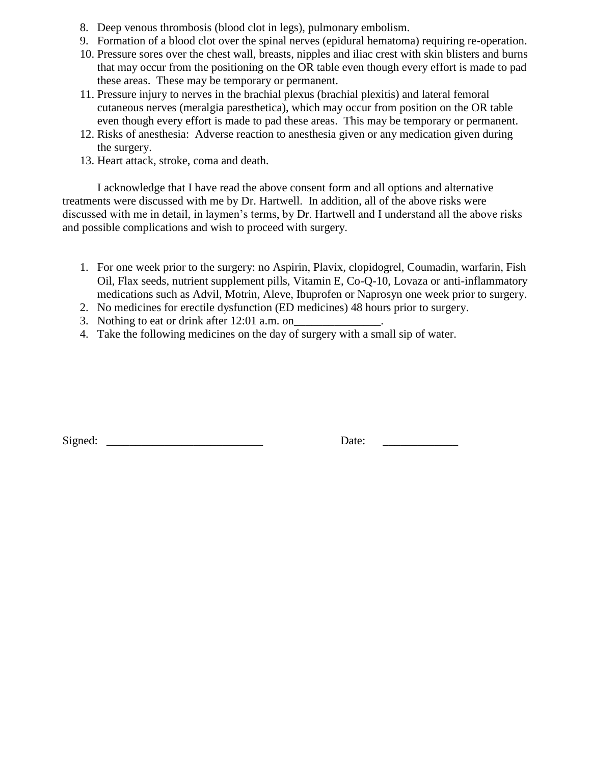8. Deep venous thrombosis (blood clot in legs), pulmonary embolism.
9. Formation of a blood clot over the spinal nerves (epidural hematoma) requiring re-operation.
10. Pressure sores over the chest wall, breasts, nipples and iliac crest with skin blisters and burns that may occur from the positioning on the OR table even though every effort is made to pad these areas. These may be temporary or permanent.
11. Pressure injury to nerves in the brachial plexus (brachial plexitis) and lateral femoral cutaneous nerves (meralgia paresthetica), which may occur from position on the OR table even though every effort is made to pad these areas. This may be temporary or permanent.
12. Risks of anesthesia: Adverse reaction to anesthesia given or any medication given during the surgery.
13. Heart attack, stroke, coma and death.

I acknowledge that I have read the above consent form and all options and alternative treatments were discussed with me by Dr. Hartwell. In addition, all of the above risks were discussed with me in detail, in laymen's terms, by Dr. Hartwell and I understand all the above risks and possible complications and wish to proceed with surgery.

1. For one week prior to the surgery: no Aspirin, Plavix, clopidogrel, Coumadin, warfarin, Fish Oil, Flax seeds, nutrient supplement pills, Vitamin E, Co-Q-10, Lovaza or anti-inflammatory medications such as Advil, Motrin, Aleve, Ibuprofen or Naprosyn one week prior to surgery.
2. No medicines for erectile dysfunction (ED medicines) 48 hours prior to surgery.
3. Nothing to eat or drink after 12:01 a.m. on_______________.
4. Take the following medicines on the day of surgery with a small sip of water.

Signed: ___________________________ Date: _____________